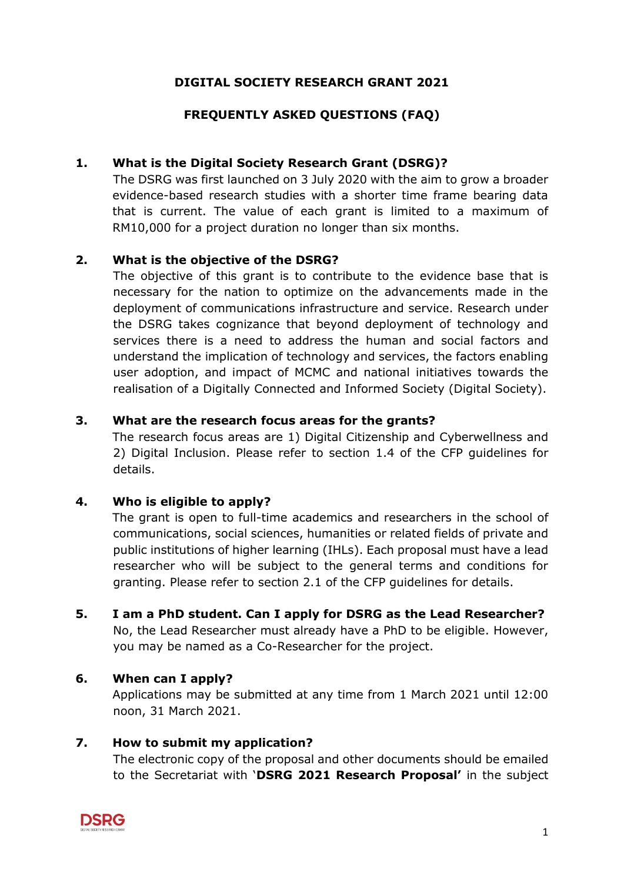# DIGITAL SOCIETY RESEARCH GRANT 2021

## FREQUENTLY ASKED QUESTIONS (FAQ)

**1. What is the Digital Society Research Grant (DSRG)?**

The DSRG was first launched on 3 July 2020 with the aim to grow a broader evidence-based research studies with a shorter time frame bearing data that is current. The value of each grant is limited to a maximum of RM10,000 for a project duration no longer than six months.

**2. What is the objective of the DSRG?**

The objective of this grant is to contribute to the evidence base that is necessary for the nation to optimize on the advancements made in the deployment of communications infrastructure and service. Research under the DSRG takes cognizance that beyond deployment of technology and services there is a need to address the human and social factors and understand the implication of technology and services, the factors enabling user adoption, and impact of MCMC and national initiatives towards the realisation of a Digitally Connected and Informed Society (Digital Society).

**3. What are the research focus areas for the grants?**

The research focus areas are 1) Digital Citizenship and Cyberwellness and 2) Digital Inclusion. Please refer to section 1.4 of the CFP guidelines for details.

**4. Who is eligible to apply?**

The grant is open to full-time academics and researchers in the school of communications, social sciences, humanities or related fields of private and public institutions of higher learning (IHLs). Each proposal must have a lead researcher who will be subject to the general terms and conditions for granting. Please refer to section 2.1 of the CFP guidelines for details.

**5. I am a PhD student. Can I apply for DSRG as the Lead Researcher?**

No, the Lead Researcher must already have a PhD to be eligible. However, you may be named as a Co-Researcher for the project.

**6. When can I apply?**

Applications may be submitted at any time from 1 March 2021 until 12:00 noon, 31 March 2021.

**7. How to submit my application?**

The electronic copy of the proposal and other documents should be emailed to the Secretariat with '**DSRG 2021 Research Proposal'** in the subject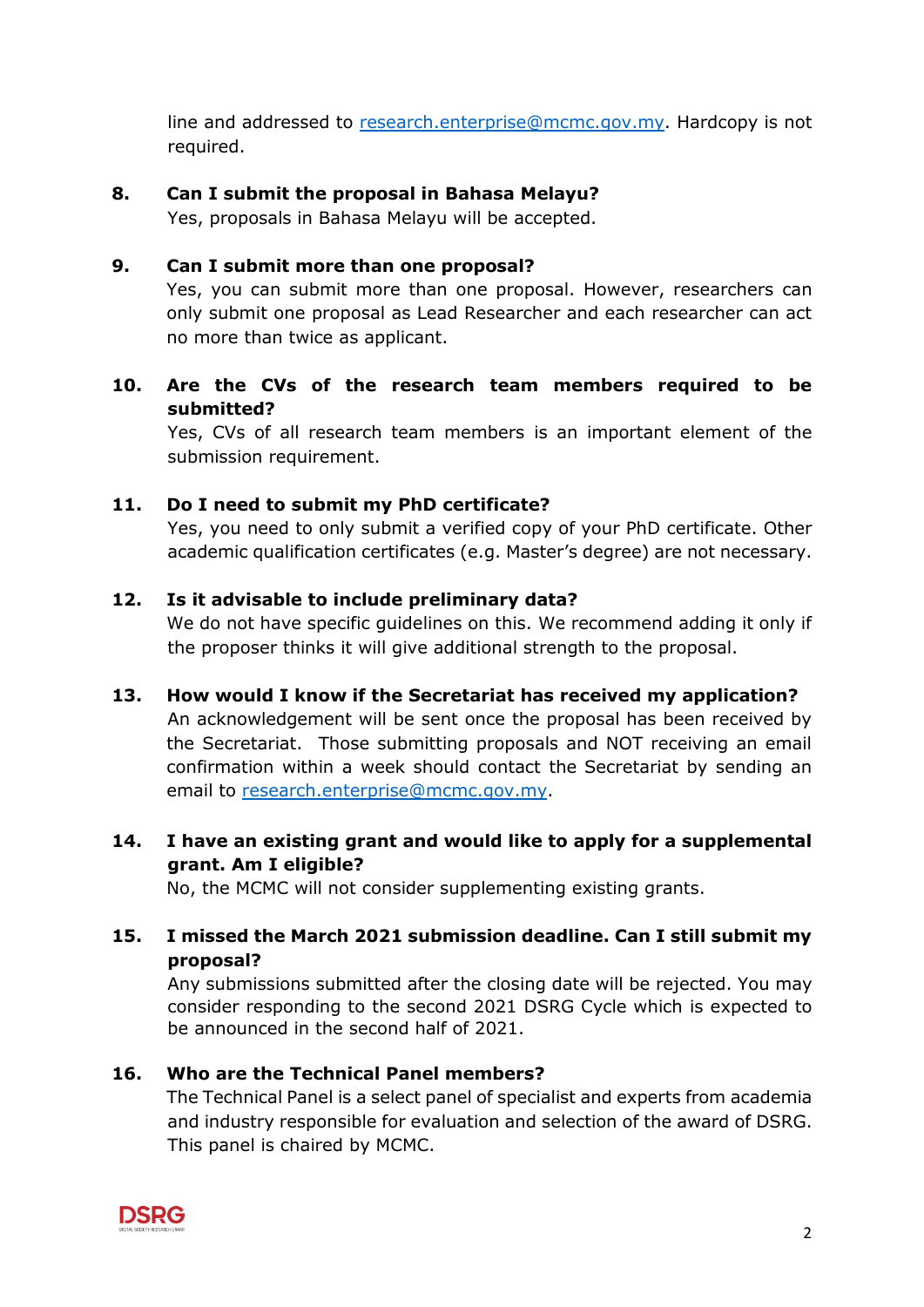line and addressed to research.enterprise@mcmc.gov.my. Hardcopy is not required.

**8. Can I submit the proposal in Bahasa Melayu?**
Yes, proposals in Bahasa Melayu will be accepted.

**9. Can I submit more than one proposal?**
Yes, you can submit more than one proposal. However, researchers can only submit one proposal as Lead Researcher and each researcher can act no more than twice as applicant.

**10. Are the CVs of the research team members required to be submitted?**
Yes, CVs of all research team members is an important element of the submission requirement.

**11. Do I need to submit my PhD certificate?**
Yes, you need to only submit a verified copy of your PhD certificate. Other academic qualification certificates (e.g. Master's degree) are not necessary.

**12. Is it advisable to include preliminary data?**
We do not have specific guidelines on this. We recommend adding it only if the proposer thinks it will give additional strength to the proposal.

**13. How would I know if the Secretariat has received my application?**
An acknowledgement will be sent once the proposal has been received by the Secretariat. Those submitting proposals and NOT receiving an email confirmation within a week should contact the Secretariat by sending an email to research.enterprise@mcmc.gov.my.

**14. I have an existing grant and would like to apply for a supplemental grant. Am I eligible?**
No, the MCMC will not consider supplementing existing grants.

**15. I missed the March 2021 submission deadline. Can I still submit my proposal?**
Any submissions submitted after the closing date will be rejected. You may consider responding to the second 2021 DSRG Cycle which is expected to be announced in the second half of 2021.

**16. Who are the Technical Panel members?**
The Technical Panel is a select panel of specialist and experts from academia and industry responsible for evaluation and selection of the award of DSRG. This panel is chaired by MCMC.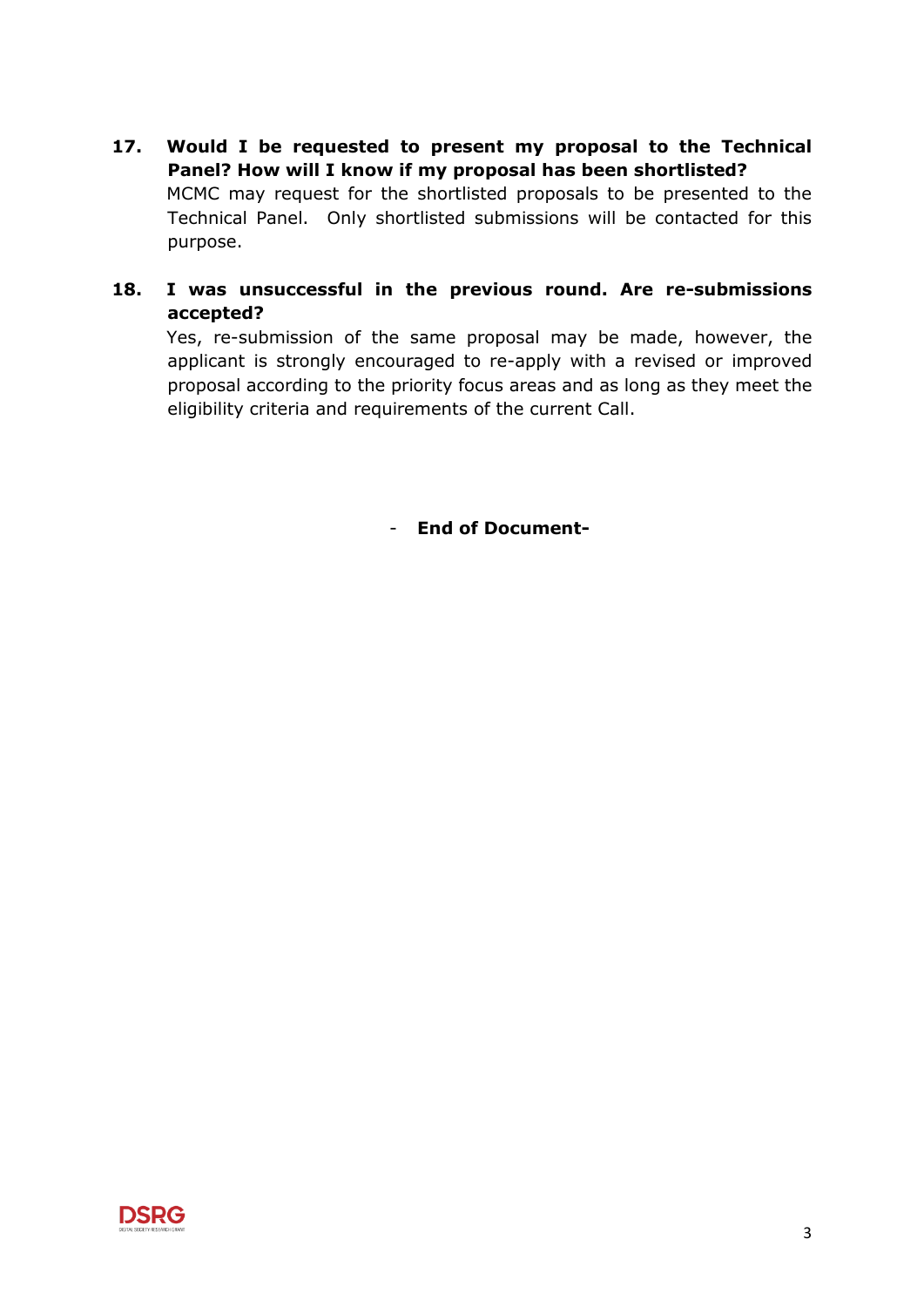**17. Would I be requested to present my proposal to the Technical Panel? How will I know if my proposal has been shortlisted?**

MCMC may request for the shortlisted proposals to be presented to the Technical Panel. Only shortlisted submissions will be contacted for this purpose.

**18. I was unsuccessful in the previous round. Are re-submissions accepted?**

Yes, re-submission of the same proposal may be made, however, the applicant is strongly encouraged to re-apply with a revised or improved proposal according to the priority focus areas and as long as they meet the eligibility criteria and requirements of the current Call.

- **End of Document-**